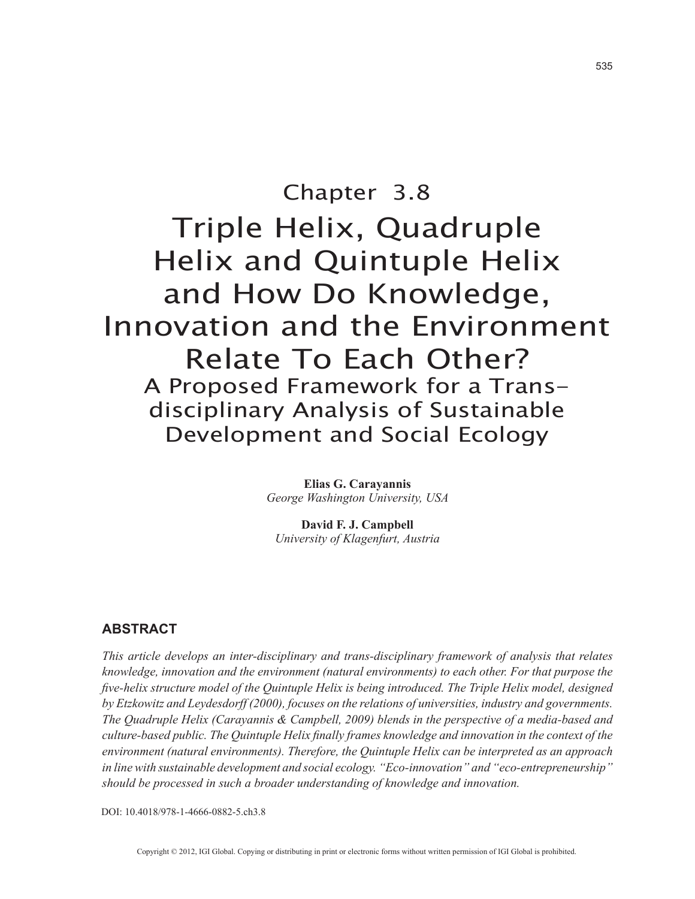Chapter 3.8

# Triple Helix, Quadruple Helix and Quintuple Helix and How Do Knowledge, Innovation and the Environment Relate To Each Other?

## A Proposed Framework for a Trans-disciplinary Analysis of Sustainable Development and Social Ecology

**Elias G. Carayannis**
*George Washington University, USA*

**David F. J. Campbell**
*University of Klagenfurt, Austria*

## ABSTRACT

*This article develops an inter-disciplinary and trans-disciplinary framework of analysis that relates knowledge, innovation and the environment (natural environments) to each other. For that purpose the five-helix structure model of the Quintuple Helix is being introduced. The Triple Helix model, designed by Etzkowitz and Leydesdorff (2000), focuses on the relations of universities, industry and governments. The Quadruple Helix (Carayannis & Campbell, 2009) blends in the perspective of a media-based and culture-based public. The Quintuple Helix finally frames knowledge and innovation in the context of the environment (natural environments). Therefore, the Quintuple Helix can be interpreted as an approach in line with sustainable development and social ecology. "Eco-innovation" and "eco-entrepreneurship" should be processed in such a broader understanding of knowledge and innovation.*

DOI: 10.4018/978-1-4666-0882-5.ch3.8

Copyright © 2012, IGI Global. Copying or distributing in print or electronic forms without written permission of IGI Global is prohibited.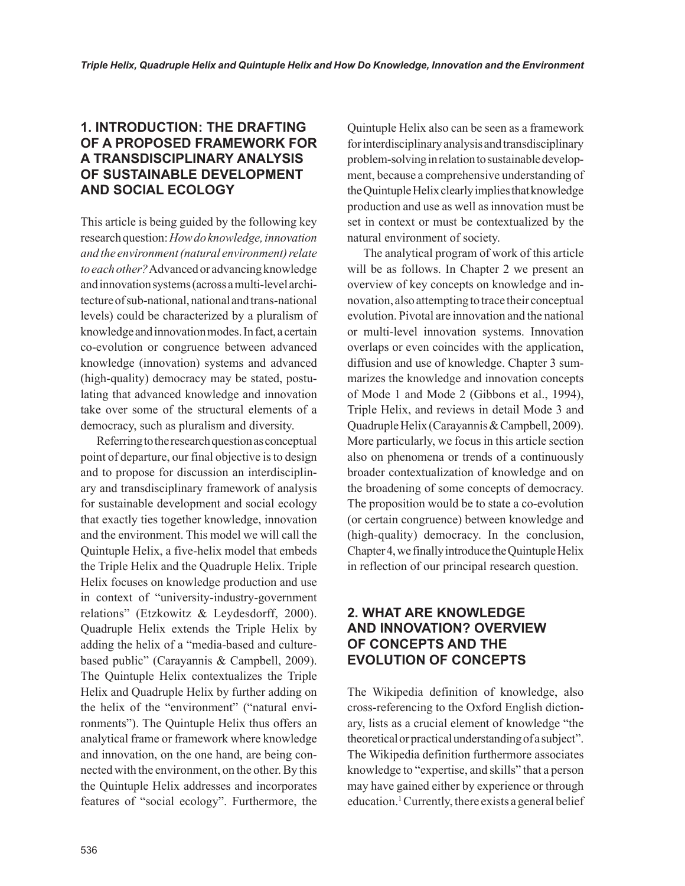## 1. INTRODUCTION: THE DRAFTING OF A PROPOSED FRAMEWORK FOR A TRANSDISCIPLINARY ANALYSIS OF SUSTAINABLE DEVELOPMENT AND SOCIAL ECOLOGY

This article is being guided by the following key research question: *How do knowledge, innovation and the environment (natural environment) relate to each other?* Advanced or advancing knowledge and innovation systems (across a multi-level architecture of sub-national, national and trans-national levels) could be characterized by a pluralism of knowledge and innovation modes. In fact, a certain co-evolution or congruence between advanced knowledge (innovation) systems and advanced (high-quality) democracy may be stated, postulating that advanced knowledge and innovation take over some of the structural elements of a democracy, such as pluralism and diversity.

Referring to the research question as conceptual point of departure, our final objective is to design and to propose for discussion an interdisciplinary and transdisciplinary framework of analysis for sustainable development and social ecology that exactly ties together knowledge, innovation and the environment. This model we will call the Quintuple Helix, a five-helix model that embeds the Triple Helix and the Quadruple Helix. Triple Helix focuses on knowledge production and use in context of "university-industry-government relations" (Etzkowitz & Leydesdorff, 2000). Quadruple Helix extends the Triple Helix by adding the helix of a "media-based and culture-based public" (Carayannis & Campbell, 2009). The Quintuple Helix contextualizes the Triple Helix and Quadruple Helix by further adding on the helix of the "environment" ("natural environments"). The Quintuple Helix thus offers an analytical frame or framework where knowledge and innovation, on the one hand, are being connected with the environment, on the other. By this the Quintuple Helix addresses and incorporates features of "social ecology". Furthermore, the Quintuple Helix also can be seen as a framework for interdisciplinary analysis and transdisciplinary problem-solving in relation to sustainable development, because a comprehensive understanding of the Quintuple Helix clearly implies that knowledge production and use as well as innovation must be set in context or must be contextualized by the natural environment of society.

The analytical program of work of this article will be as follows. In Chapter 2 we present an overview of key concepts on knowledge and innovation, also attempting to trace their conceptual evolution. Pivotal are innovation and the national or multi-level innovation systems. Innovation overlaps or even coincides with the application, diffusion and use of knowledge. Chapter 3 summarizes the knowledge and innovation concepts of Mode 1 and Mode 2 (Gibbons et al., 1994), Triple Helix, and reviews in detail Mode 3 and Quadruple Helix (Carayannis & Campbell, 2009). More particularly, we focus in this article section also on phenomena or trends of a continuously broader contextualization of knowledge and on the broadening of some concepts of democracy. The proposition would be to state a co-evolution (or certain congruence) between knowledge and (high-quality) democracy. In the conclusion, Chapter 4, we finally introduce the Quintuple Helix in reflection of our principal research question.

## 2. WHAT ARE KNOWLEDGE AND INNOVATION? OVERVIEW OF CONCEPTS AND THE EVOLUTION OF CONCEPTS

The Wikipedia definition of knowledge, also cross-referencing to the Oxford English dictionary, lists as a crucial element of knowledge "the theoretical or practical understanding of a subject". The Wikipedia definition furthermore associates knowledge to "expertise, and skills" that a person may have gained either by experience or through education.[1] Currently, there exists a general belief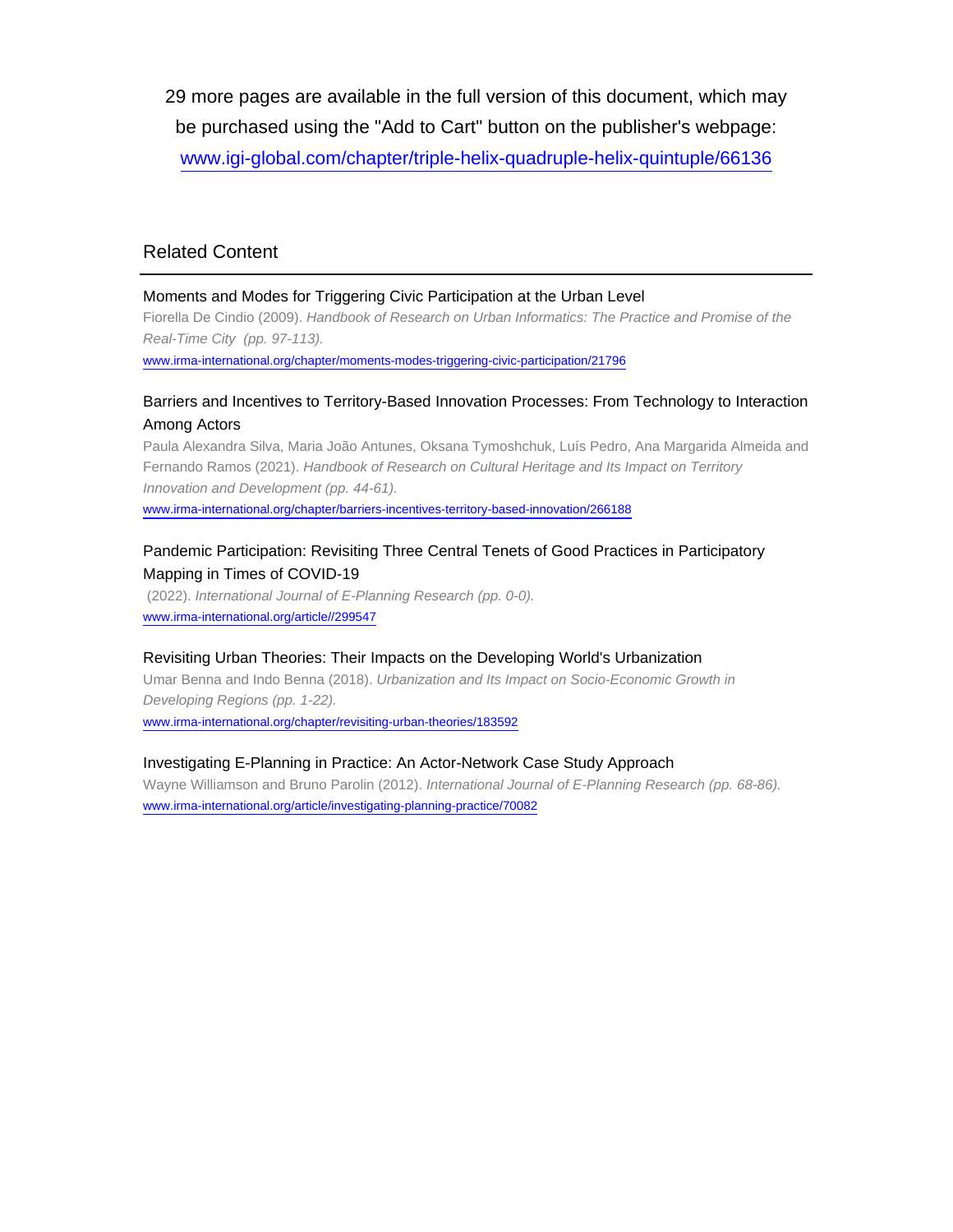29 more pages are available in the full version of this document, which may be purchased using the "Add to Cart" button on the publisher's webpage: www.igi-global.com/chapter/triple-helix-quadruple-helix-quintuple/66136

## Related Content

Moments and Modes for Triggering Civic Participation at the Urban Level
Fiorella De Cindio (2009). *Handbook of Research on Urban Informatics: The Practice and Promise of the Real-Time City (pp. 97-113).*
www.irma-international.org/chapter/moments-modes-triggering-civic-participation/21796

Barriers and Incentives to Territory-Based Innovation Processes: From Technology to Interaction Among Actors
Paula Alexandra Silva, Maria João Antunes, Oksana Tymoshchuk, Luís Pedro, Ana Margarida Almeida and Fernando Ramos (2021). *Handbook of Research on Cultural Heritage and Its Impact on Territory Innovation and Development (pp. 44-61).*
www.irma-international.org/chapter/barriers-incentives-territory-based-innovation/266188

Pandemic Participation: Revisiting Three Central Tenets of Good Practices in Participatory Mapping in Times of COVID-19
(2022). *International Journal of E-Planning Research (pp. 0-0).*
www.irma-international.org/article//299547

Revisiting Urban Theories: Their Impacts on the Developing World's Urbanization
Umar Benna and Indo Benna (2018). *Urbanization and Its Impact on Socio-Economic Growth in Developing Regions (pp. 1-22).*
www.irma-international.org/chapter/revisiting-urban-theories/183592

Investigating E-Planning in Practice: An Actor-Network Case Study Approach
Wayne Williamson and Bruno Parolin (2012). *International Journal of E-Planning Research (pp. 68-86).*
www.irma-international.org/article/investigating-planning-practice/70082